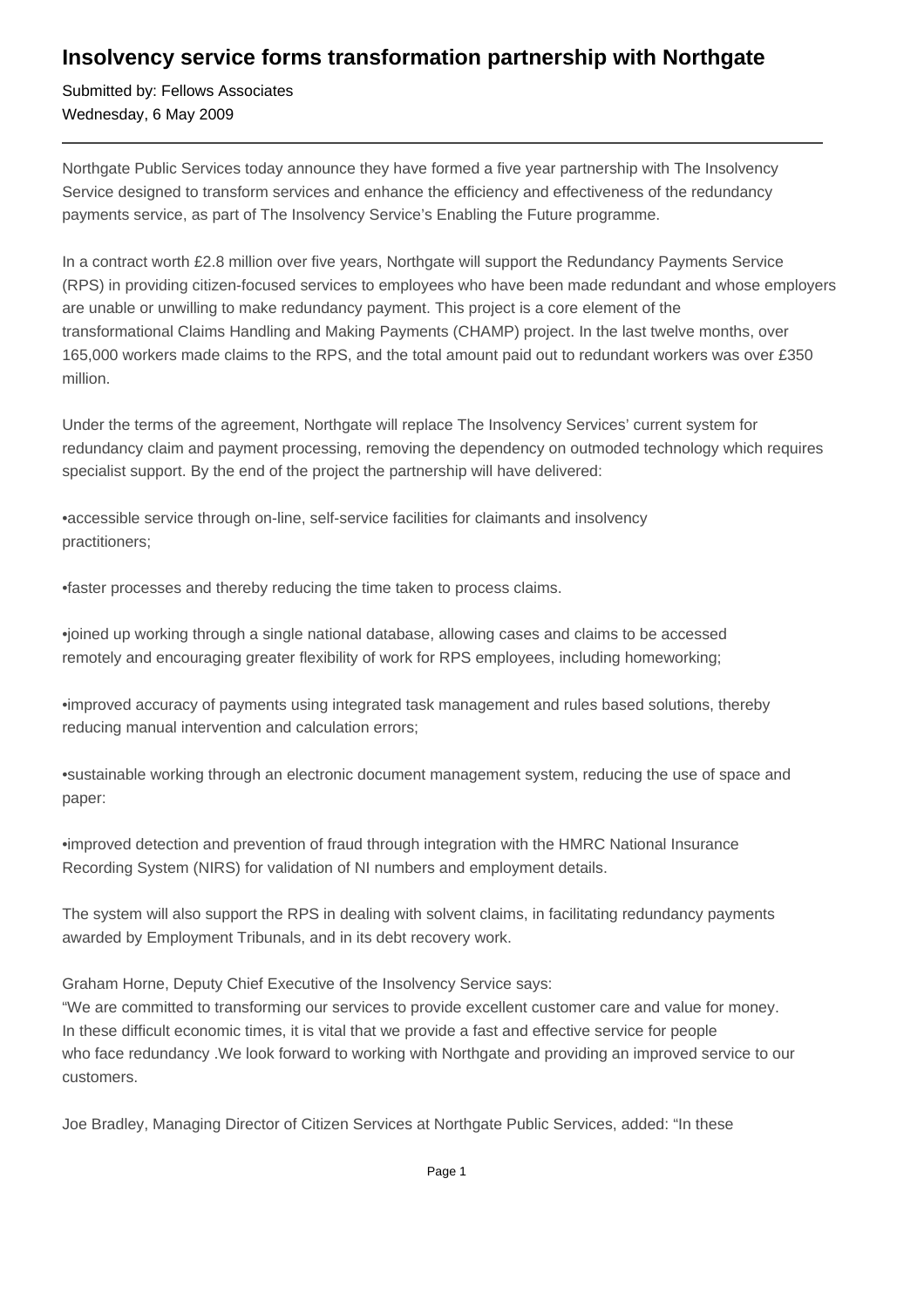# Insolvency service forms transformation partnership with Northgate

Submitted by: Fellows Associates
Wednesday, 6 May 2009

---

Northgate Public Services today announce they have formed a five year partnership with The Insolvency Service designed to transform services and enhance the efficiency and effectiveness of the redundancy payments service, as part of The Insolvency Service's Enabling the Future programme.

In a contract worth £2.8 million over five years, Northgate will support the Redundancy Payments Service (RPS) in providing citizen-focused services to employees who have been made redundant and whose employers are unable or unwilling to make redundancy payment. This project is a core element of the transformational Claims Handling and Making Payments (CHAMP) project. In the last twelve months, over 165,000 workers made claims to the RPS, and the total amount paid out to redundant workers was over £350 million.

Under the terms of the agreement, Northgate will replace The Insolvency Services' current system for redundancy claim and payment processing, removing the dependency on outmoded technology which requires specialist support. By the end of the project the partnership will have delivered:

•accessible service through on-line, self-service facilities for claimants and insolvency practitioners;

•faster processes and thereby reducing the time taken to process claims.

•joined up working through a single national database, allowing cases and claims to be accessed remotely and encouraging greater flexibility of work for RPS employees, including homeworking;

•improved accuracy of payments using integrated task management and rules based solutions, thereby reducing manual intervention and calculation errors;

•sustainable working through an electronic document management system, reducing the use of space and paper:

•improved detection and prevention of fraud through integration with the HMRC National Insurance Recording System (NIRS) for validation of NI numbers and employment details.

The system will also support the RPS in dealing with solvent claims, in facilitating redundancy payments awarded by Employment Tribunals, and in its debt recovery work.

Graham Horne, Deputy Chief Executive of the Insolvency Service says:
"We are committed to transforming our services to provide excellent customer care and value for money. In these difficult economic times, it is vital that we provide a fast and effective service for people who face redundancy .We look forward to working with Northgate and providing an improved service to our customers.

Joe Bradley, Managing Director of Citizen Services at Northgate Public Services, added: "In these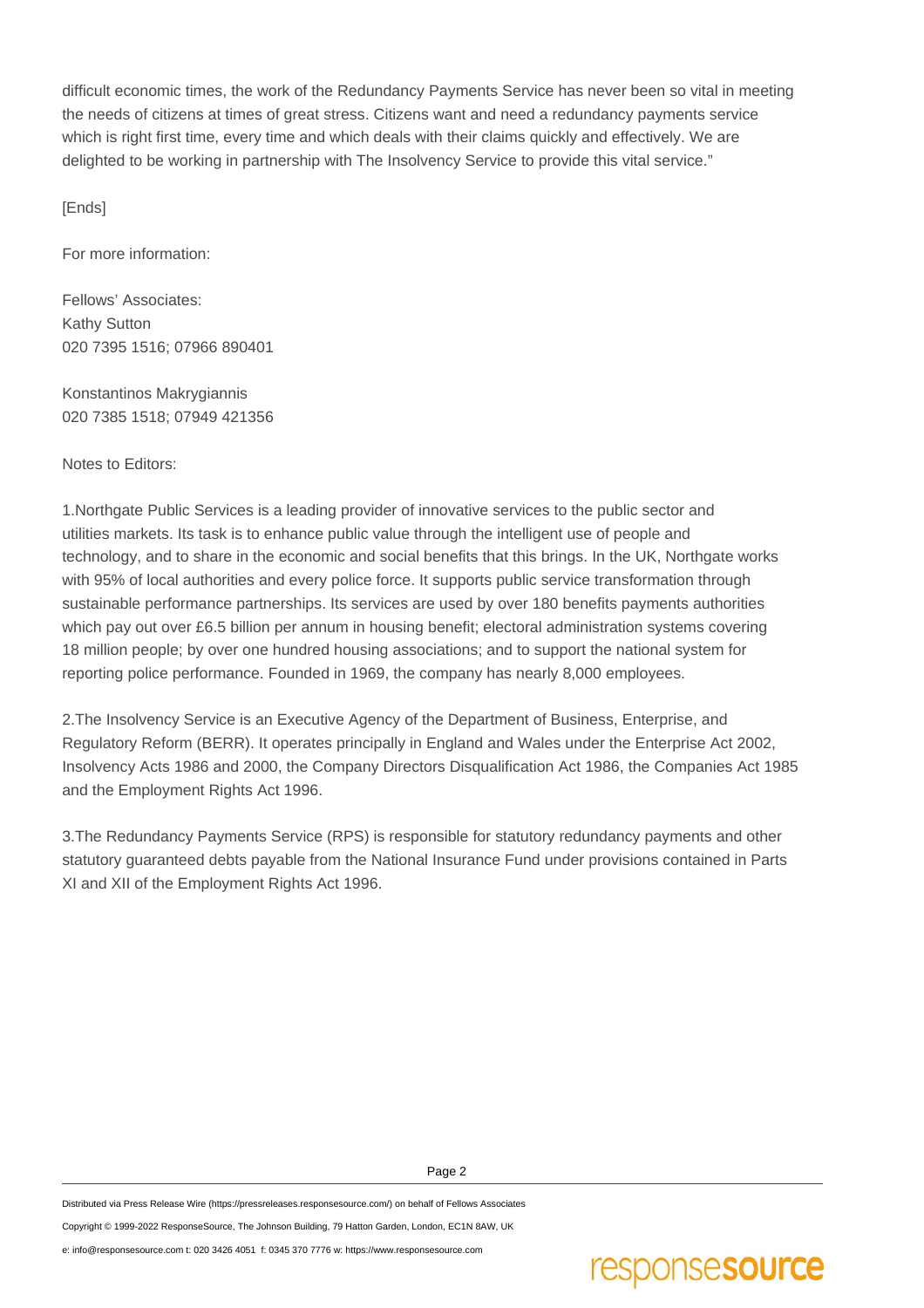difficult economic times, the work of the Redundancy Payments Service has never been so vital in meeting the needs of citizens at times of great stress. Citizens want and need a redundancy payments service which is right first time, every time and which deals with their claims quickly and effectively. We are delighted to be working in partnership with The Insolvency Service to provide this vital service."

[Ends]

For more information:

Fellows' Associates:  
Kathy Sutton  
020 7395 1516; 07966 890401

Konstantinos Makrygiannis  
020 7385 1518; 07949 421356

Notes to Editors:

1.Northgate Public Services is a leading provider of innovative services to the public sector and utilities markets. Its task is to enhance public value through the intelligent use of people and technology, and to share in the economic and social benefits that this brings. In the UK, Northgate works with 95% of local authorities and every police force. It supports public service transformation through sustainable performance partnerships. Its services are used by over 180 benefits payments authorities which pay out over £6.5 billion per annum in housing benefit; electoral administration systems covering 18 million people; by over one hundred housing associations; and to support the national system for reporting police performance. Founded in 1969, the company has nearly 8,000 employees.

2.The Insolvency Service is an Executive Agency of the Department of Business, Enterprise, and Regulatory Reform (BERR). It operates principally in England and Wales under the Enterprise Act 2002, Insolvency Acts 1986 and 2000, the Company Directors Disqualification Act 1986, the Companies Act 1985 and the Employment Rights Act 1996.

3.The Redundancy Payments Service (RPS) is responsible for statutory redundancy payments and other statutory guaranteed debts payable from the National Insurance Fund under provisions contained in Parts XI and XII of the Employment Rights Act 1996.